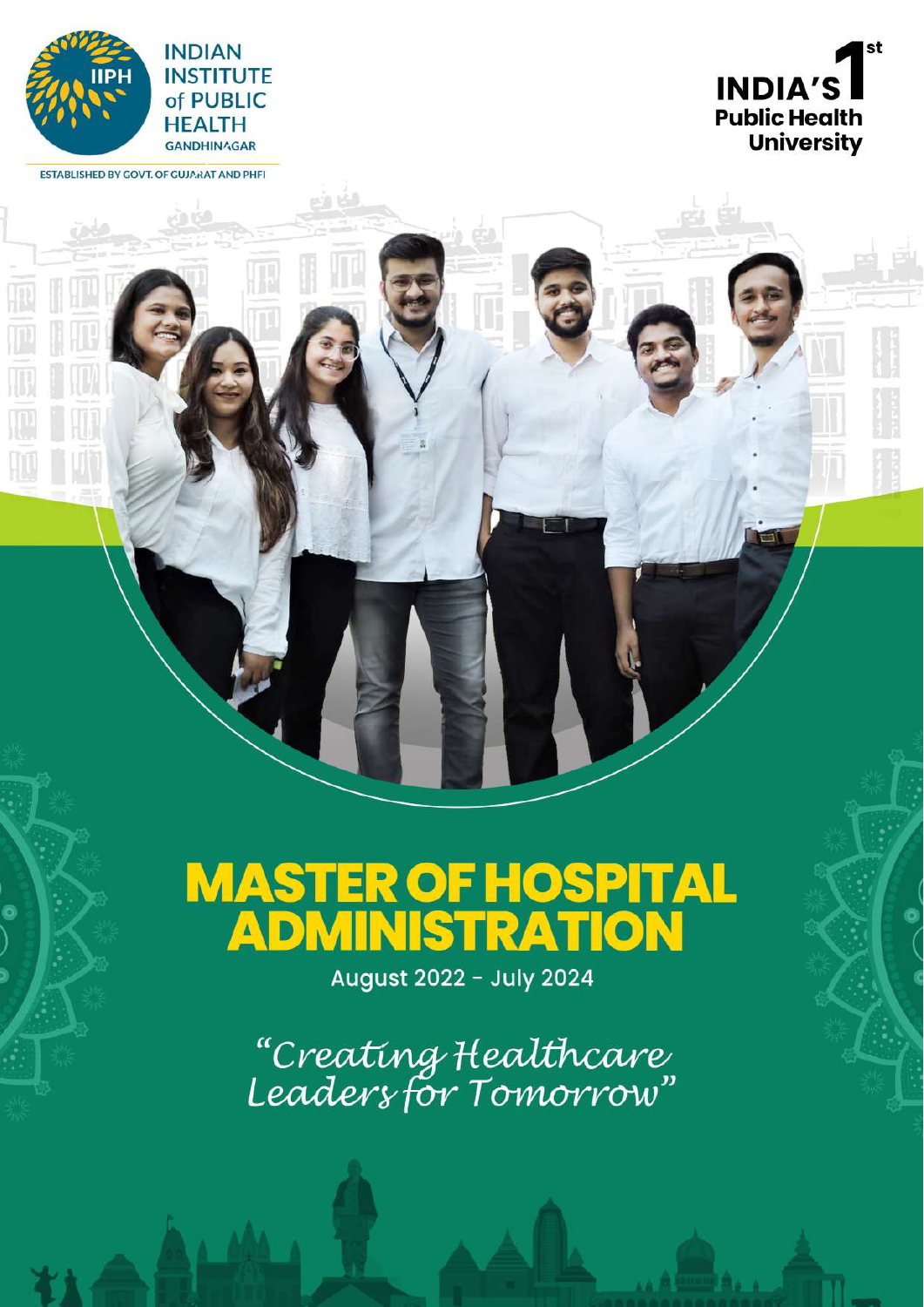INDIAN INSTITUTE of PUBLIC HEALTH GANDHINAGAR

ESTABLISHED BY GOVT. OF GUJARAT AND PHFI

INDIA'S 1st Public Health University

# MASTER OF HOSPITAL ADMINISTRATION

August 2022 - July 2024

*"Creating Healthcare Leaders for Tomorrow"*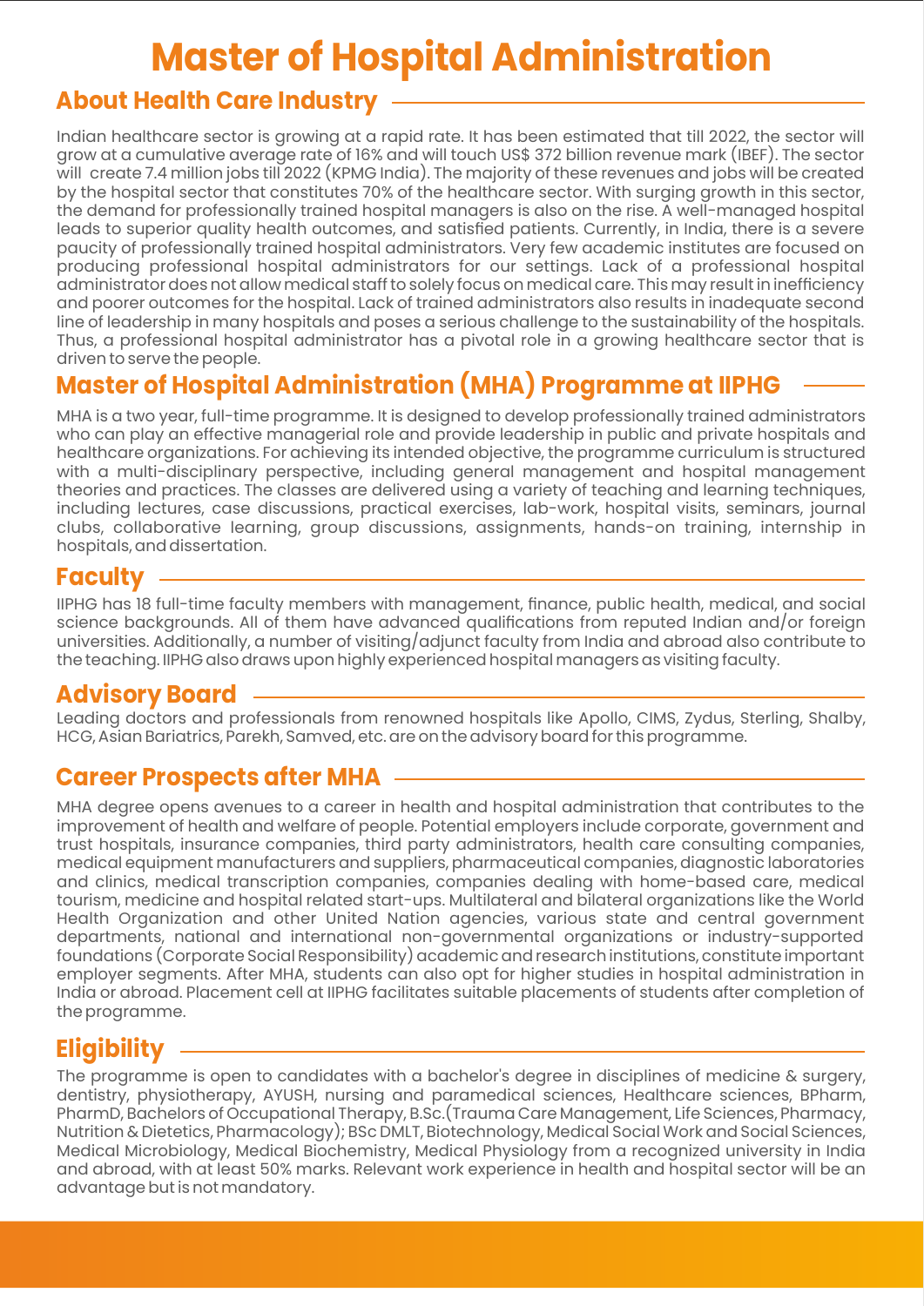# Master of Hospital Administration

## About Health Care Industry

Indian healthcare sector is growing at a rapid rate. It has been estimated that till 2022, the sector will grow at a cumulative average rate of 16% and will touch US$ 372 billion revenue mark (IBEF). The sector will create 7.4 million jobs till 2022 (KPMG India). The majority of these revenues and jobs will be created by the hospital sector that constitutes 70% of the healthcare sector. With surging growth in this sector, the demand for professionally trained hospital managers is also on the rise. A well-managed hospital leads to superior quality health outcomes, and satisfied patients. Currently, in India, there is a severe paucity of professionally trained hospital administrators. Very few academic institutes are focused on producing professional hospital administrators for our settings. Lack of a professional hospital administrator does not allow medical staff to solely focus on medical care. This may result in inefficiency and poorer outcomes for the hospital. Lack of trained administrators also results in inadequate second line of leadership in many hospitals and poses a serious challenge to the sustainability of the hospitals. Thus, a professional hospital administrator has a pivotal role in a growing healthcare sector that is driven to serve the people.

## Master of Hospital Administration (MHA) Programme at IIPHG

MHA is a two year, full-time programme. It is designed to develop professionally trained administrators who can play an effective managerial role and provide leadership in public and private hospitals and healthcare organizations. For achieving its intended objective, the programme curriculum is structured with a multi-disciplinary perspective, including general management and hospital management theories and practices. The classes are delivered using a variety of teaching and learning techniques, including lectures, case discussions, practical exercises, lab-work, hospital visits, seminars, journal clubs, collaborative learning, group discussions, assignments, hands-on training, internship in hospitals, and dissertation.

## Faculty

IIPHG has 18 full-time faculty members with management, finance, public health, medical, and social science backgrounds. All of them have advanced qualifications from reputed Indian and/or foreign universities. Additionally, a number of visiting/adjunct faculty from India and abroad also contribute to the teaching. IIPHG also draws upon highly experienced hospital managers as visiting faculty.

## Advisory Board

Leading doctors and professionals from renowned hospitals like Apollo, CIMS, Zydus, Sterling, Shalby, HCG, Asian Bariatrics, Parekh, Samved, etc. are on the advisory board for this programme.

## Career Prospects after MHA

MHA degree opens avenues to a career in health and hospital administration that contributes to the improvement of health and welfare of people. Potential employers include corporate, government and trust hospitals, insurance companies, third party administrators, health care consulting companies, medical equipment manufacturers and suppliers, pharmaceutical companies, diagnostic laboratories and clinics, medical transcription companies, companies dealing with home-based care, medical tourism, medicine and hospital related start-ups. Multilateral and bilateral organizations like the World Health Organization and other United Nation agencies, various state and central government departments, national and international non-governmental organizations or industry-supported foundations (Corporate Social Responsibility) academic and research institutions, constitute important employer segments. After MHA, students can also opt for higher studies in hospital administration in India or abroad. Placement cell at IIPHG facilitates suitable placements of students after completion of the programme.

## Eligibility

The programme is open to candidates with a bachelor's degree in disciplines of medicine & surgery, dentistry, physiotherapy, AYUSH, nursing and paramedical sciences, Healthcare sciences, BPharm, PharmD, Bachelors of Occupational Therapy, B.Sc.(Trauma Care Management, Life Sciences, Pharmacy, Nutrition & Dietetics, Pharmacology); BSc DMLT, Biotechnology, Medical Social Work and Social Sciences, Medical Microbiology, Medical Biochemistry, Medical Physiology from a recognized university in India and abroad, with at least 50% marks. Relevant work experience in health and hospital sector will be an advantage but is not mandatory.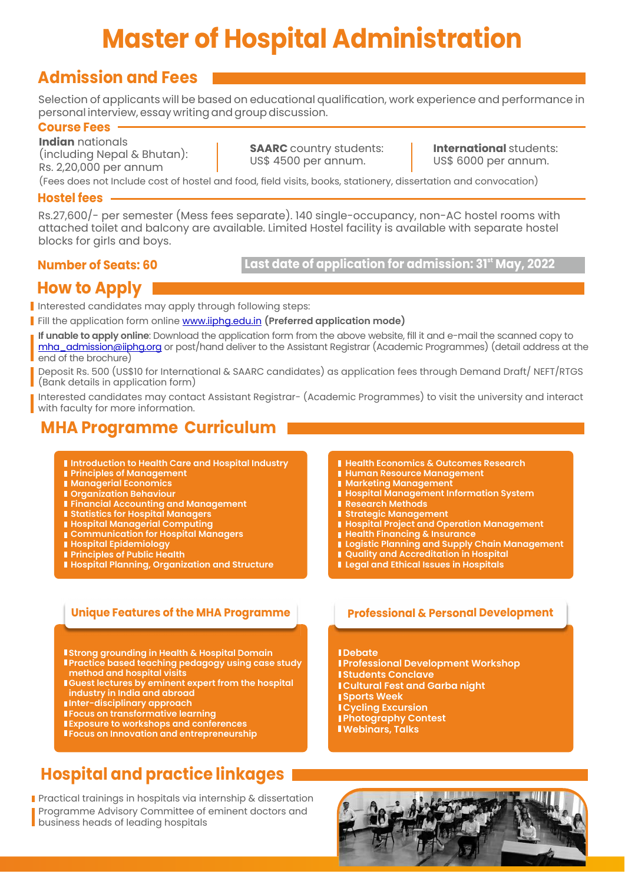# Master of Hospital Administration

## Admission and Fees

Selection of applicants will be based on educational qualification, work experience and performance in personal interview, essay writing and group discussion.

### Course Fees

**Indian** nationals (including Nepal & Bhutan): Rs. 2,20,000 per annum

**SAARC** country students: US$ 4500 per annum.

**International** students: US$ 6000 per annum.

(Fees does not Include cost of hostel and food, field visits, books, stationery, dissertation and convocation)

### Hostel fees

Rs.27,600/- per semester (Mess fees separate). 140 single-occupancy, non-AC hostel rooms with attached toilet and balcony are available. Limited Hostel facility is available with separate hostel blocks for girls and boys.

**Number of Seats: 60**

**Last date of application for admission: 31st May, 2022**

## How to Apply

- Interested candidates may apply through following steps:
- Fill the application form online www.iiphg.edu.in **(Preferred application mode)**
- **If unable to apply online**: Download the application form from the above website, fill it and e-mail the scanned copy to mha_admission@iiphg.org or post/hand deliver to the Assistant Registrar (Academic Programmes) (detail address at the end of the brochure)
- Deposit Rs. 500 (US$10 for International & SAARC candidates) as application fees through Demand Draft/ NEFT/RTGS (Bank details in application form)
- Interested candidates may contact Assistant Registrar- (Academic Programmes) to visit the university and interact with faculty for more information.

## MHA Programme Curriculum

- Introduction to Health Care and Hospital Industry
- Principles of Management
- Managerial Economics
- Organization Behaviour
- Financial Accounting and Management
- Statistics for Hospital Managers
- Hospital Managerial Computing
- Communication for Hospital Managers
- Hospital Epidemiology
- Principles of Public Health
- Hospital Planning, Organization and Structure
- Health Economics & Outcomes Research
- Human Resource Management
- Marketing Management
- Hospital Management Information System
- Research Methods
- Strategic Management
- Hospital Project and Operation Management
- Health Financing & Insurance
- Logistic Planning and Supply Chain Management
- Quality and Accreditation in Hospital
- Legal and Ethical Issues in Hospitals

### Unique Features of the MHA Programme

- Strong grounding in Health & Hospital Domain
- Practice based teaching pedagogy using case study method and hospital visits
- Guest lectures by eminent expert from the hospital industry in India and abroad
- Inter-disciplinary approach
- Focus on transformative learning
- Exposure to workshops and conferences
- Focus on Innovation and entrepreneurship

### Professional & Personal Development

- Debate
- Professional Development Workshop
- Students Conclave
- Cultural Fest and Garba night
- Sports Week
- Cycling Excursion
- Photography Contest
- Webinars, Talks

## Hospital and practice linkages

- Practical trainings in hospitals via internship & dissertation
- Programme Advisory Committee of eminent doctors and business heads of leading hospitals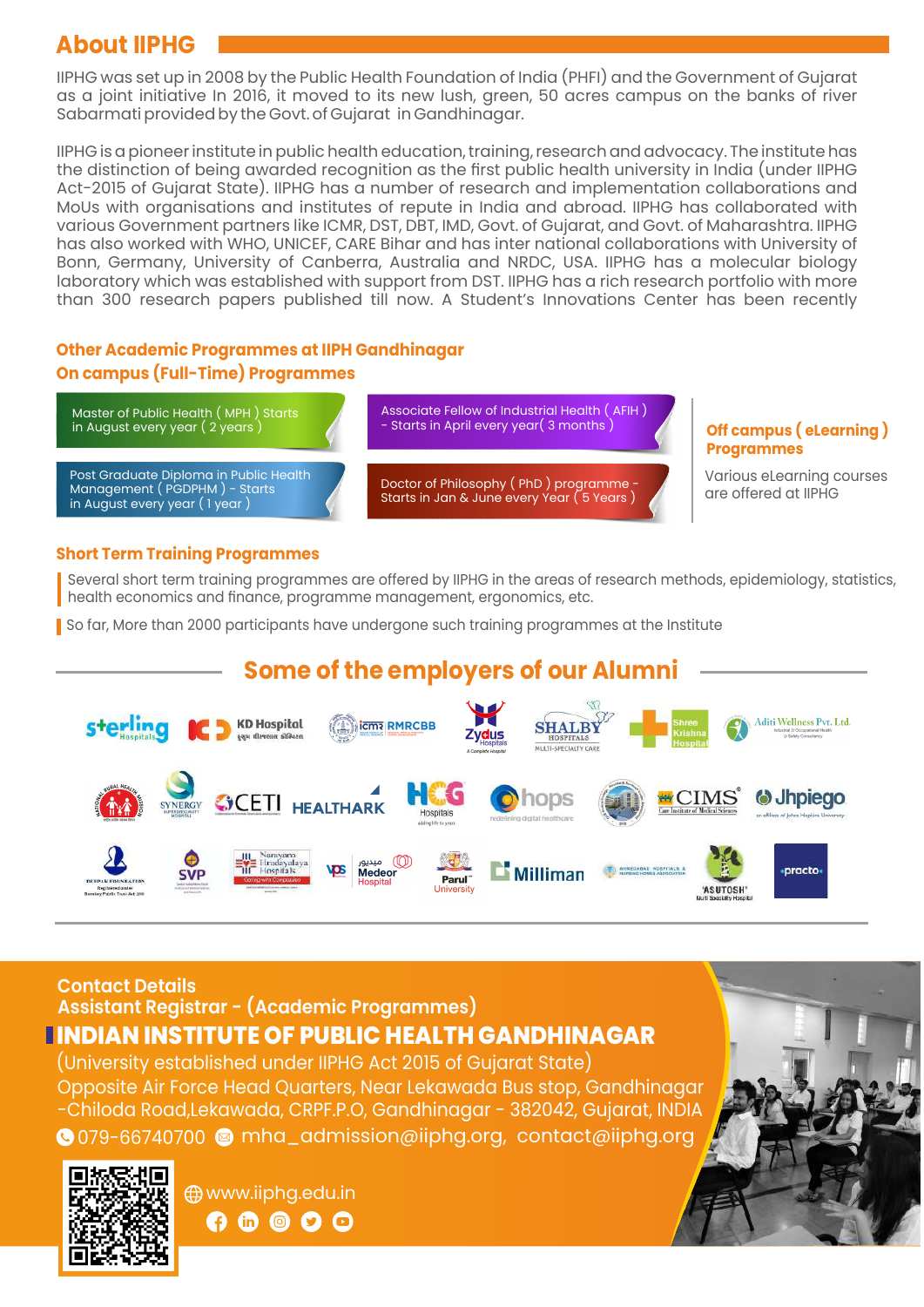## About IIPHG

IIPHG was set up in 2008 by the Public Health Foundation of India (PHFI) and the Government of Gujarat as a joint initiative In 2016, it moved to its new lush, green, 50 acres campus on the banks of river Sabarmati provided by the Govt. of Gujarat in Gandhinagar.

IIPHG is a pioneer institute in public health education, training, research and advocacy. The institute has the distinction of being awarded recognition as the first public health university in India (under IIPHG Act-2015 of Gujarat State). IIPHG has a number of research and implementation collaborations and MoUs with organisations and institutes of repute in India and abroad. IIPHG has collaborated with various Government partners like ICMR, DST, DBT, IMD, Govt. of Gujarat, and Govt. of Maharashtra. IIPHG has also worked with WHO, UNICEF, CARE Bihar and has inter national collaborations with University of Bonn, Germany, University of Canberra, Australia and NRDC, USA. IIPHG has a molecular biology laboratory which was established with support from DST. IIPHG has a rich research portfolio with more than 300 research papers published till now. A Student's Innovations Center has been recently

### Other Academic Programmes at IIPH Gandhinagar

### On campus (Full-Time) Programmes

- Master of Public Health ( MPH ) Starts in August every year ( 2 years )
- Associate Fellow of Industrial Health ( AFIH ) - Starts in April every year( 3 months )
- Post Graduate Diploma in Public Health Management ( PGDPHM ) - Starts in August every year ( 1 year )
- Doctor of Philosophy ( PhD ) programme - Starts in Jan & June every Year ( 5 Years )

### Off campus ( eLearning ) Programmes

Various eLearning courses are offered at IIPHG

### Short Term Training Programmes

Several short term training programmes are offered by IIPHG in the areas of research methods, epidemiology, statistics, health economics and finance, programme management, ergonomics, etc.

So far, More than 2000 participants have undergone such training programmes at the Institute

## Some of the employers of our Alumni

sterling Hospitals, KD Hospital, ICMR RMRCBB, Zydus Hospitals, Shalby Hospitals, Shree Krishna Hospital, Aditi Wellness Pvt. Ltd., National Rural Health Mission, Synergy Superspeciality Hospital, CETI, Healthark, HCG Hospitals, hops, CIMS, Jhpiego, SVP, Narayana Hrudayalaya Hospitals, VPS Medeor Hospital, Parul University, Milliman, Ahmedabad Hospitals & Nursing Homes Association, Asutosh Multi Speciality Hospital, practo

## Contact Details

**Assistant Registrar - (Academic Programmes)**

**INDIAN INSTITUTE OF PUBLIC HEALTH GANDHINAGAR**

(University established under IIPHG Act 2015 of Gujarat State)

Opposite Air Force Head Quarters, Near Lekawada Bus stop, Gandhinagar -Chiloda Road,Lekawada, CRPF.P.O, Gandhinagar - 382042, Gujarat, INDIA

079-66740700 mha_admission@iiphg.org, contact@iiphg.org

www.iiphg.edu.in